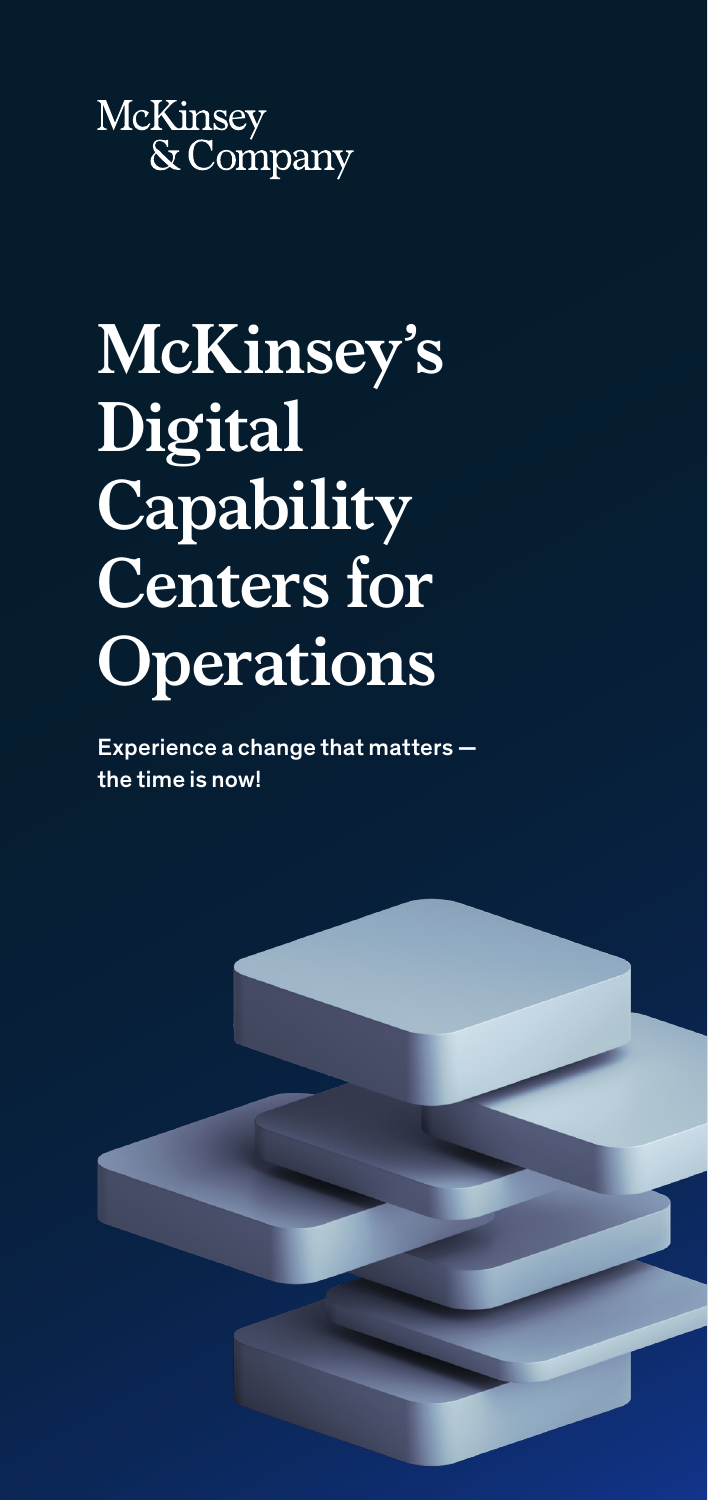McKinsey & Company

# McKinsey's Digital Capability Centers for Operations

**Experience a change that matters — the time is now!**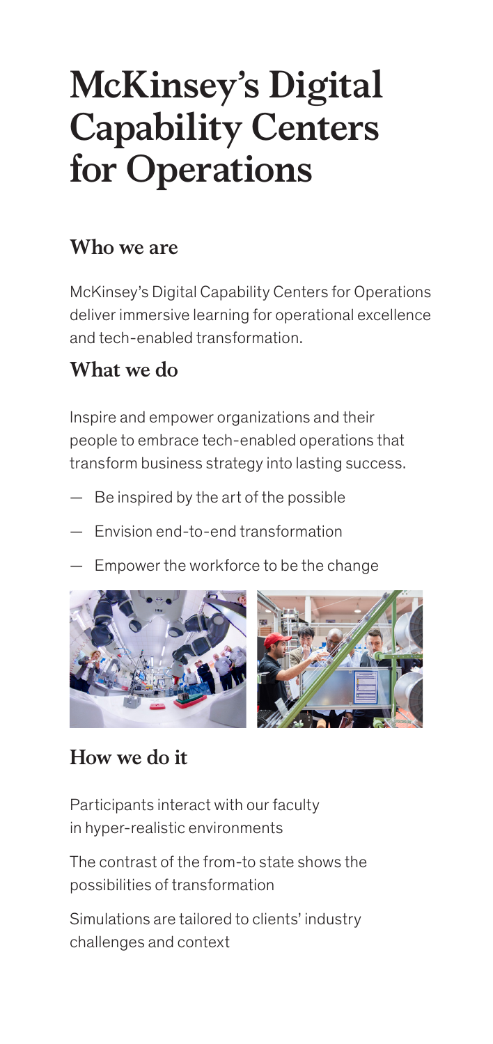# McKinsey's Digital Capability Centers for Operations

## Who we are

McKinsey's Digital Capability Centers for Operations deliver immersive learning for operational excellence and tech-enabled transformation.

## What we do

Inspire and empower organizations and their people to embrace tech-enabled operations that transform business strategy into lasting success.

- Be inspired by the art of the possible
- Envision end-to-end transformation
- Empower the workforce to be the change

## How we do it

Participants interact with our faculty in hyper-realistic environments

The contrast of the from-to state shows the possibilities of transformation

Simulations are tailored to clients' industry challenges and context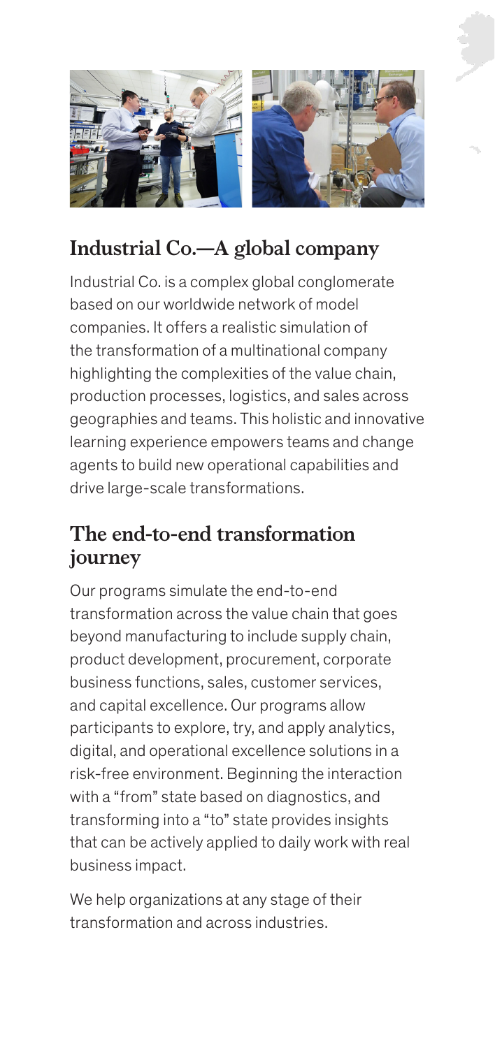## Industrial Co.—A global company

Industrial Co. is a complex global conglomerate based on our worldwide network of model companies. It offers a realistic simulation of the transformation of a multinational company highlighting the complexities of the value chain, production processes, logistics, and sales across geographies and teams. This holistic and innovative learning experience empowers teams and change agents to build new operational capabilities and drive large-scale transformations.

## The end-to-end transformation journey

Our programs simulate the end-to-end transformation across the value chain that goes beyond manufacturing to include supply chain, product development, procurement, corporate business functions, sales, customer services, and capital excellence. Our programs allow participants to explore, try, and apply analytics, digital, and operational excellence solutions in a risk-free environment. Beginning the interaction with a "from" state based on diagnostics, and transforming into a "to" state provides insights that can be actively applied to daily work with real business impact.

We help organizations at any stage of their transformation and across industries.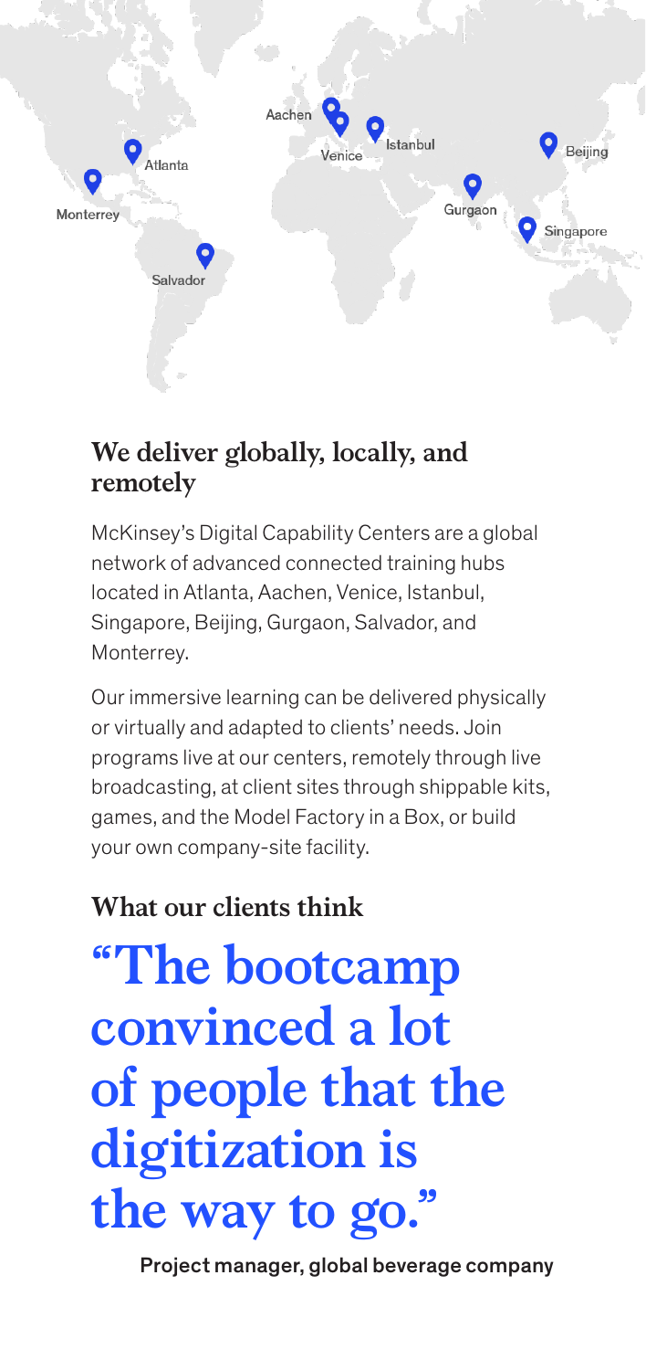## We deliver globally, locally, and remotely

McKinsey's Digital Capability Centers are a global network of advanced connected training hubs located in Atlanta, Aachen, Venice, Istanbul, Singapore, Beijing, Gurgaon, Salvador, and Monterrey.

Our immersive learning can be delivered physically or virtually and adapted to clients' needs. Join programs live at our centers, remotely through live broadcasting, at client sites through shippable kits, games, and the Model Factory in a Box, or build your own company-site facility.

## What our clients think

# "The bootcamp convinced a lot of people that the digitization is the way to go."

Project manager, global beverage company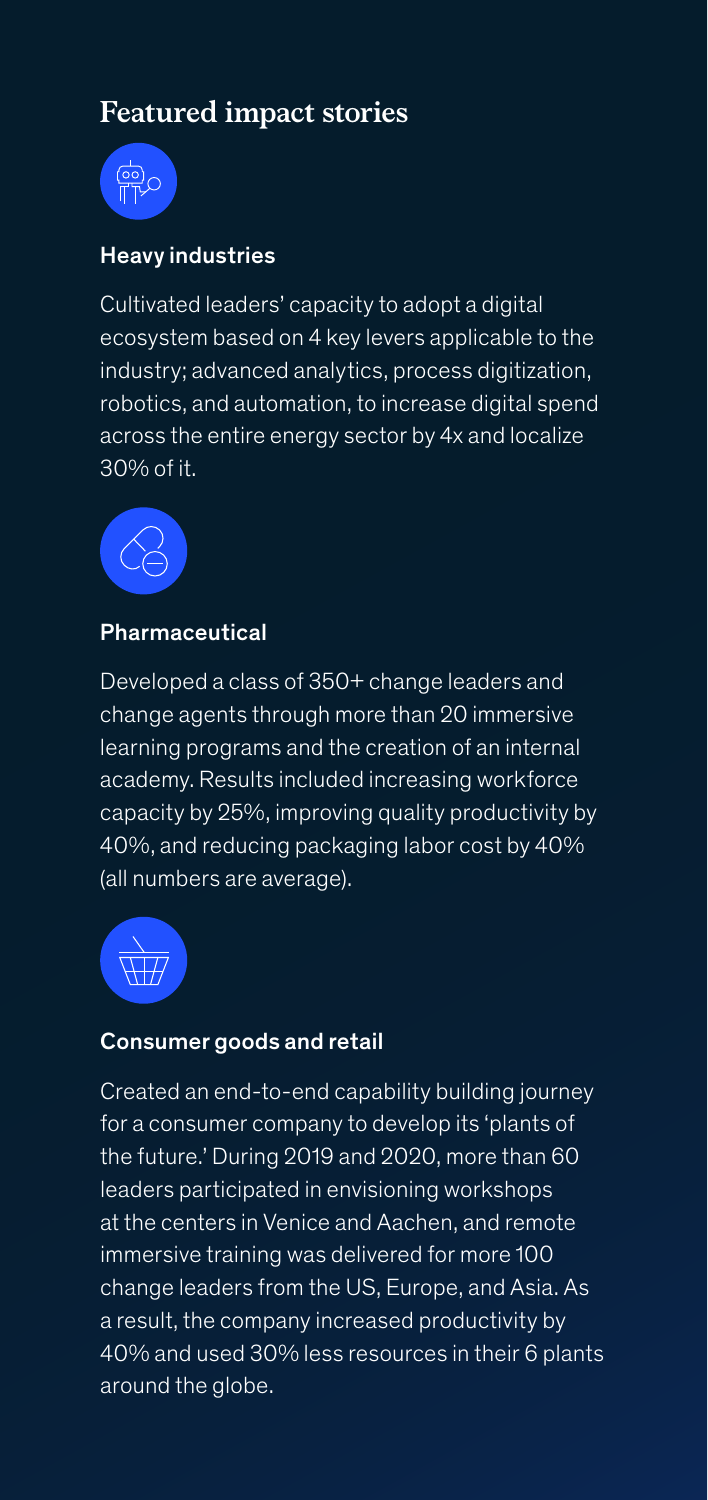## Featured impact stories

### Heavy industries

Cultivated leaders' capacity to adopt a digital ecosystem based on 4 key levers applicable to the industry; advanced analytics, process digitization, robotics, and automation, to increase digital spend across the entire energy sector by 4x and localize 30% of it.

### Pharmaceutical

Developed a class of 350+ change leaders and change agents through more than 20 immersive learning programs and the creation of an internal academy. Results included increasing workforce capacity by 25%, improving quality productivity by 40%, and reducing packaging labor cost by 40% (all numbers are average).

### Consumer goods and retail

Created an end-to-end capability building journey for a consumer company to develop its 'plants of the future.' During 2019 and 2020, more than 60 leaders participated in envisioning workshops at the centers in Venice and Aachen, and remote immersive training was delivered for more 100 change leaders from the US, Europe, and Asia. As a result, the company increased productivity by 40% and used 30% less resources in their 6 plants around the globe.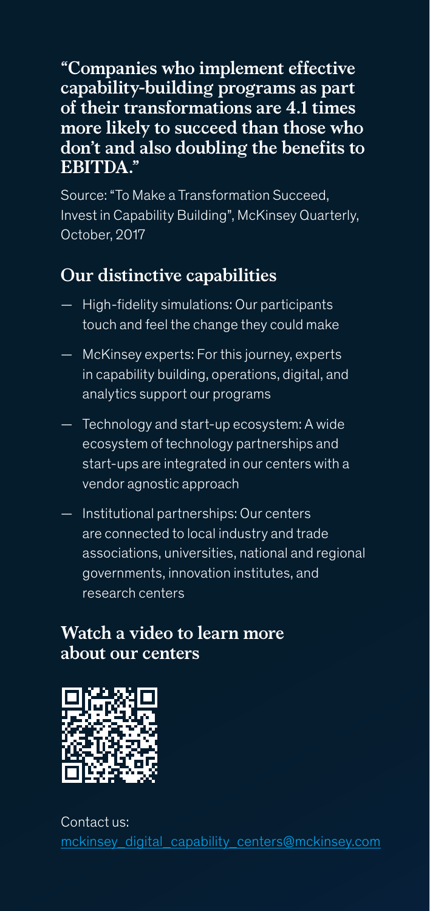**"Companies who implement effective capability-building programs as part of their transformations are 4.1 times more likely to succeed than those who don't and also doubling the benefits to EBITDA."**

Source: "To Make a Transformation Succeed, Invest in Capability Building", McKinsey Quarterly, October, 2017

## Our distinctive capabilities

- High-fidelity simulations: Our participants touch and feel the change they could make
- McKinsey experts: For this journey, experts in capability building, operations, digital, and analytics support our programs
- Technology and start-up ecosystem: A wide ecosystem of technology partnerships and start-ups are integrated in our centers with a vendor agnostic approach
- Institutional partnerships: Our centers are connected to local industry and trade associations, universities, national and regional governments, innovation institutes, and research centers

## Watch a video to learn more about our centers

Contact us:
mckinsey_digital_capability_centers@mckinsey.com